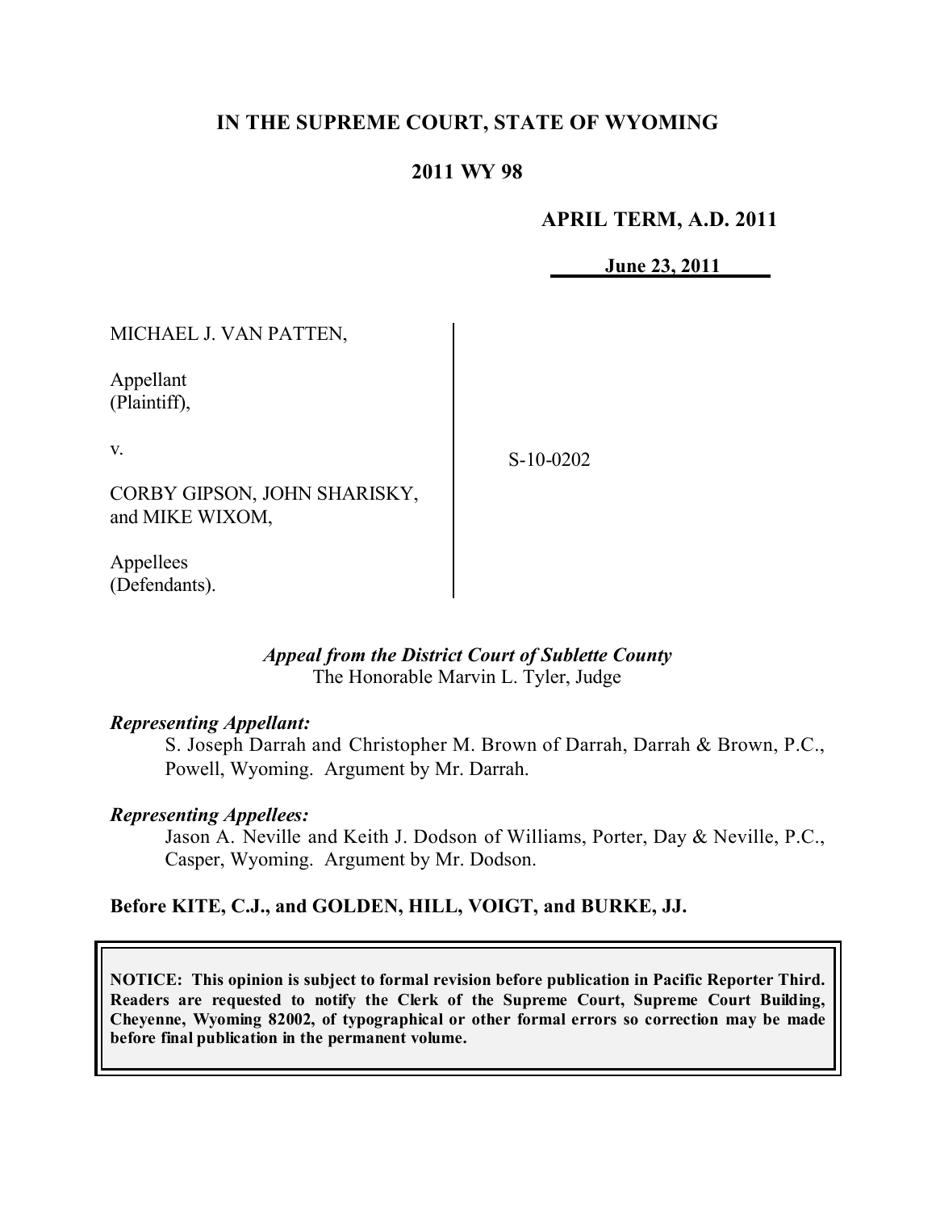# IN THE SUPREME COURT, STATE OF WYOMING

## 2011 WY 98

**APRIL TERM, A.D. 2011**

**June 23, 2011**

| | |
|---|---|
| MICHAEL J. VAN PATTEN,<br><br>Appellant<br>(Plaintiff),<br><br>v.<br><br>CORBY GIPSON, JOHN SHARISKY, and MIKE WIXOM,<br><br>Appellees<br>(Defendants). | S-10-0202 |

***Appeal from the District Court of Sublette County***
The Honorable Marvin L. Tyler, Judge

***Representing Appellant:***

S. Joseph Darrah and Christopher M. Brown of Darrah, Darrah & Brown, P.C., Powell, Wyoming. Argument by Mr. Darrah.

***Representing Appellees:***

Jason A. Neville and Keith J. Dodson of Williams, Porter, Day & Neville, P.C., Casper, Wyoming. Argument by Mr. Dodson.

**Before KITE, C.J., and GOLDEN, HILL, VOIGT, and BURKE, JJ.**

**NOTICE: This opinion is subject to formal revision before publication in Pacific Reporter Third. Readers are requested to notify the Clerk of the Supreme Court, Supreme Court Building, Cheyenne, Wyoming 82002, of typographical or other formal errors so correction may be made before final publication in the permanent volume.**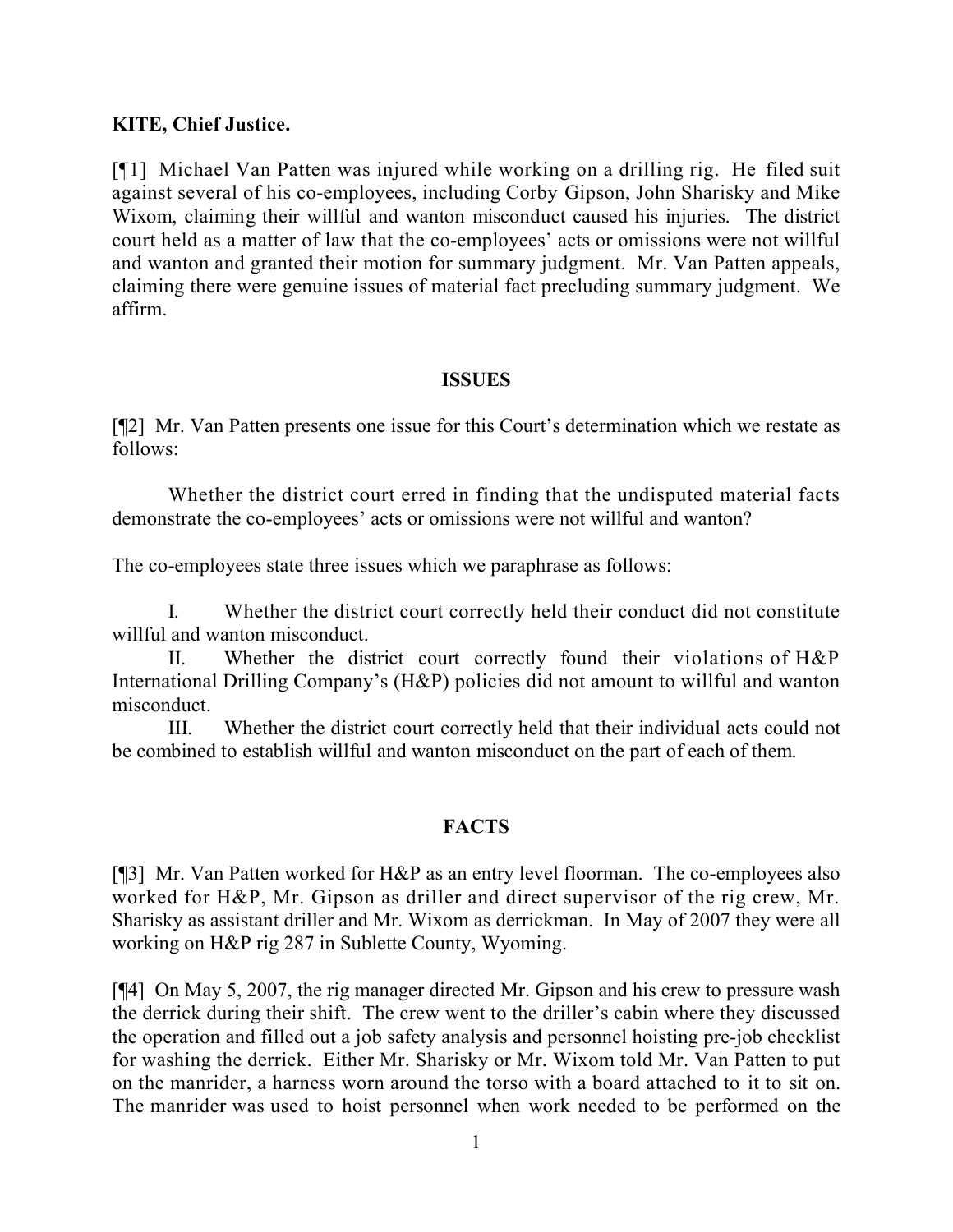**KITE, Chief Justice.**

[¶1] Michael Van Patten was injured while working on a drilling rig. He filed suit against several of his co-employees, including Corby Gipson, John Sharisky and Mike Wixom, claiming their willful and wanton misconduct caused his injuries. The district court held as a matter of law that the co-employees' acts or omissions were not willful and wanton and granted their motion for summary judgment. Mr. Van Patten appeals, claiming there were genuine issues of material fact precluding summary judgment. We affirm.

## ISSUES

[¶2] Mr. Van Patten presents one issue for this Court's determination which we restate as follows:

> Whether the district court erred in finding that the undisputed material facts demonstrate the co-employees' acts or omissions were not willful and wanton?

The co-employees state three issues which we paraphrase as follows:

> I. Whether the district court correctly held their conduct did not constitute willful and wanton misconduct.
>
> II. Whether the district court correctly found their violations of H&P International Drilling Company's (H&P) policies did not amount to willful and wanton misconduct.
>
> III. Whether the district court correctly held that their individual acts could not be combined to establish willful and wanton misconduct on the part of each of them.

## FACTS

[¶3] Mr. Van Patten worked for H&P as an entry level floorman. The co-employees also worked for H&P, Mr. Gipson as driller and direct supervisor of the rig crew, Mr. Sharisky as assistant driller and Mr. Wixom as derrickman. In May of 2007 they were all working on H&P rig 287 in Sublette County, Wyoming.

[¶4] On May 5, 2007, the rig manager directed Mr. Gipson and his crew to pressure wash the derrick during their shift. The crew went to the driller's cabin where they discussed the operation and filled out a job safety analysis and personnel hoisting pre-job checklist for washing the derrick. Either Mr. Sharisky or Mr. Wixom told Mr. Van Patten to put on the manrider, a harness worn around the torso with a board attached to it to sit on. The manrider was used to hoist personnel when work needed to be performed on the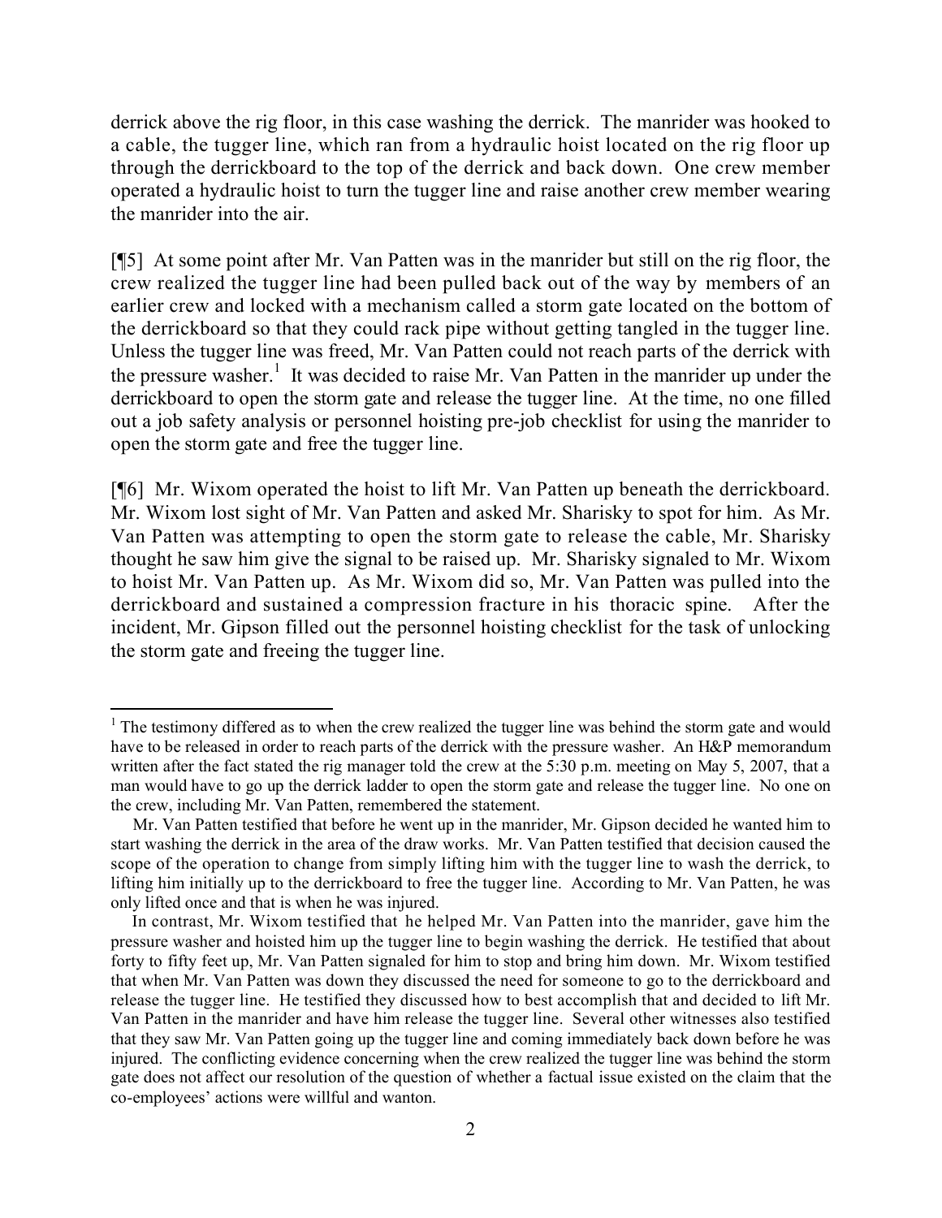derrick above the rig floor, in this case washing the derrick. The manrider was hooked to a cable, the tugger line, which ran from a hydraulic hoist located on the rig floor up through the derrickboard to the top of the derrick and back down. One crew member operated a hydraulic hoist to turn the tugger line and raise another crew member wearing the manrider into the air.

[¶5] At some point after Mr. Van Patten was in the manrider but still on the rig floor, the crew realized the tugger line had been pulled back out of the way by members of an earlier crew and locked with a mechanism called a storm gate located on the bottom of the derrickboard so that they could rack pipe without getting tangled in the tugger line. Unless the tugger line was freed, Mr. Van Patten could not reach parts of the derrick with the pressure washer.[1] It was decided to raise Mr. Van Patten in the manrider up under the derrickboard to open the storm gate and release the tugger line. At the time, no one filled out a job safety analysis or personnel hoisting pre-job checklist for using the manrider to open the storm gate and free the tugger line.

[¶6] Mr. Wixom operated the hoist to lift Mr. Van Patten up beneath the derrickboard. Mr. Wixom lost sight of Mr. Van Patten and asked Mr. Sharisky to spot for him. As Mr. Van Patten was attempting to open the storm gate to release the cable, Mr. Sharisky thought he saw him give the signal to be raised up. Mr. Sharisky signaled to Mr. Wixom to hoist Mr. Van Patten up. As Mr. Wixom did so, Mr. Van Patten was pulled into the derrickboard and sustained a compression fracture in his thoracic spine. After the incident, Mr. Gipson filled out the personnel hoisting checklist for the task of unlocking the storm gate and freeing the tugger line.

---

[1] The testimony differed as to when the crew realized the tugger line was behind the storm gate and would have to be released in order to reach parts of the derrick with the pressure washer. An H&P memorandum written after the fact stated the rig manager told the crew at the 5:30 p.m. meeting on May 5, 2007, that a man would have to go up the derrick ladder to open the storm gate and release the tugger line. No one on the crew, including Mr. Van Patten, remembered the statement.

Mr. Van Patten testified that before he went up in the manrider, Mr. Gipson decided he wanted him to start washing the derrick in the area of the draw works. Mr. Van Patten testified that decision caused the scope of the operation to change from simply lifting him with the tugger line to wash the derrick, to lifting him initially up to the derrickboard to free the tugger line. According to Mr. Van Patten, he was only lifted once and that is when he was injured.

In contrast, Mr. Wixom testified that he helped Mr. Van Patten into the manrider, gave him the pressure washer and hoisted him up the tugger line to begin washing the derrick. He testified that about forty to fifty feet up, Mr. Van Patten signaled for him to stop and bring him down. Mr. Wixom testified that when Mr. Van Patten was down they discussed the need for someone to go to the derrickboard and release the tugger line. He testified they discussed how to best accomplish that and decided to lift Mr. Van Patten in the manrider and have him release the tugger line. Several other witnesses also testified that they saw Mr. Van Patten going up the tugger line and coming immediately back down before he was injured. The conflicting evidence concerning when the crew realized the tugger line was behind the storm gate does not affect our resolution of the question of whether a factual issue existed on the claim that the co-employees' actions were willful and wanton.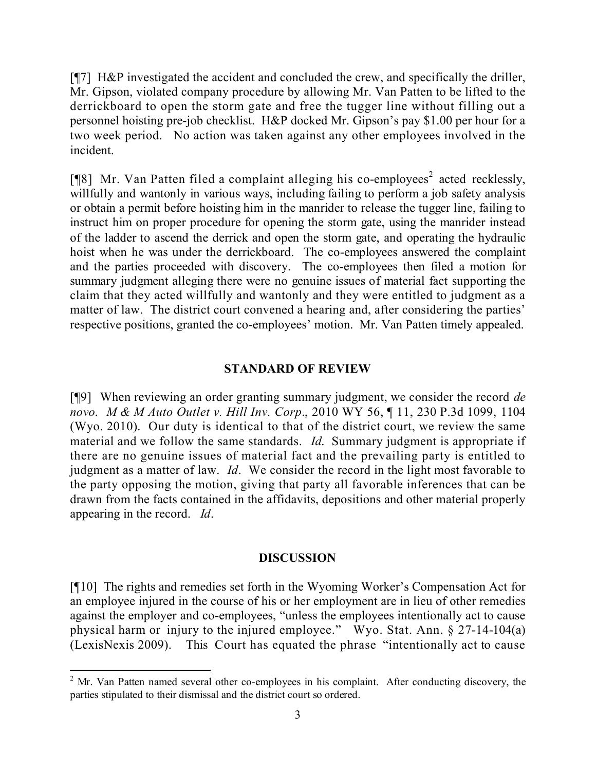[¶7] H&P investigated the accident and concluded the crew, and specifically the driller, Mr. Gipson, violated company procedure by allowing Mr. Van Patten to be lifted to the derrickboard to open the storm gate and free the tugger line without filling out a personnel hoisting pre-job checklist. H&P docked Mr. Gipson's pay $1.00 per hour for a two week period. No action was taken against any other employees involved in the incident.

[¶8] Mr. Van Patten filed a complaint alleging his co-employees[2] acted recklessly, willfully and wantonly in various ways, including failing to perform a job safety analysis or obtain a permit before hoisting him in the manrider to release the tugger line, failing to instruct him on proper procedure for opening the storm gate, using the manrider instead of the ladder to ascend the derrick and open the storm gate, and operating the hydraulic hoist when he was under the derrickboard. The co-employees answered the complaint and the parties proceeded with discovery. The co-employees then filed a motion for summary judgment alleging there were no genuine issues of material fact supporting the claim that they acted willfully and wantonly and they were entitled to judgment as a matter of law. The district court convened a hearing and, after considering the parties' respective positions, granted the co-employees' motion. Mr. Van Patten timely appealed.

## STANDARD OF REVIEW

[¶9] When reviewing an order granting summary judgment, we consider the record *de novo*. *M & M Auto Outlet v. Hill Inv. Corp*., 2010 WY 56, ¶ 11, 230 P.3d 1099, 1104 (Wyo. 2010). Our duty is identical to that of the district court, we review the same material and we follow the same standards. *Id.* Summary judgment is appropriate if there are no genuine issues of material fact and the prevailing party is entitled to judgment as a matter of law. *Id*. We consider the record in the light most favorable to the party opposing the motion, giving that party all favorable inferences that can be drawn from the facts contained in the affidavits, depositions and other material properly appearing in the record. *Id*.

## DISCUSSION

[¶10] The rights and remedies set forth in the Wyoming Worker's Compensation Act for an employee injured in the course of his or her employment are in lieu of other remedies against the employer and co-employees, "unless the employees intentionally act to cause physical harm or injury to the injured employee." Wyo. Stat. Ann. § 27-14-104(a) (LexisNexis 2009). This Court has equated the phrase "intentionally act to cause

[2] Mr. Van Patten named several other co-employees in his complaint. After conducting discovery, the parties stipulated to their dismissal and the district court so ordered.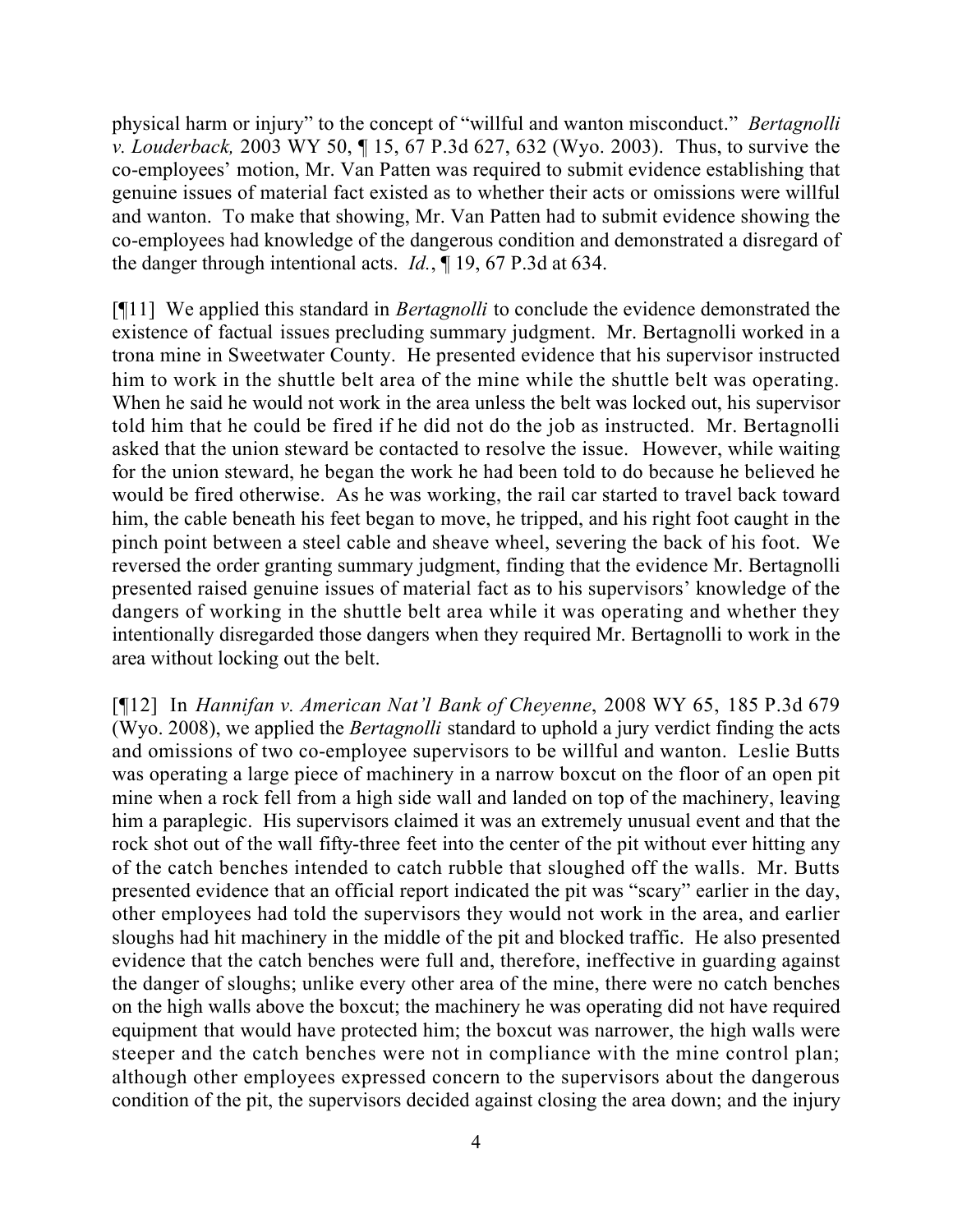physical harm or injury" to the concept of "willful and wanton misconduct." *Bertagnolli v. Louderback,* 2003 WY 50, ¶ 15, 67 P.3d 627, 632 (Wyo. 2003). Thus, to survive the co-employees' motion, Mr. Van Patten was required to submit evidence establishing that genuine issues of material fact existed as to whether their acts or omissions were willful and wanton. To make that showing, Mr. Van Patten had to submit evidence showing the co-employees had knowledge of the dangerous condition and demonstrated a disregard of the danger through intentional acts. *Id.*, ¶ 19, 67 P.3d at 634.

[¶11] We applied this standard in *Bertagnolli* to conclude the evidence demonstrated the existence of factual issues precluding summary judgment. Mr. Bertagnolli worked in a trona mine in Sweetwater County. He presented evidence that his supervisor instructed him to work in the shuttle belt area of the mine while the shuttle belt was operating. When he said he would not work in the area unless the belt was locked out, his supervisor told him that he could be fired if he did not do the job as instructed. Mr. Bertagnolli asked that the union steward be contacted to resolve the issue. However, while waiting for the union steward, he began the work he had been told to do because he believed he would be fired otherwise. As he was working, the rail car started to travel back toward him, the cable beneath his feet began to move, he tripped, and his right foot caught in the pinch point between a steel cable and sheave wheel, severing the back of his foot. We reversed the order granting summary judgment, finding that the evidence Mr. Bertagnolli presented raised genuine issues of material fact as to his supervisors' knowledge of the dangers of working in the shuttle belt area while it was operating and whether they intentionally disregarded those dangers when they required Mr. Bertagnolli to work in the area without locking out the belt.

[¶12] In *Hannifan v. American Nat'l Bank of Cheyenne*, 2008 WY 65, 185 P.3d 679 (Wyo. 2008), we applied the *Bertagnolli* standard to uphold a jury verdict finding the acts and omissions of two co-employee supervisors to be willful and wanton. Leslie Butts was operating a large piece of machinery in a narrow boxcut on the floor of an open pit mine when a rock fell from a high side wall and landed on top of the machinery, leaving him a paraplegic. His supervisors claimed it was an extremely unusual event and that the rock shot out of the wall fifty-three feet into the center of the pit without ever hitting any of the catch benches intended to catch rubble that sloughed off the walls. Mr. Butts presented evidence that an official report indicated the pit was "scary" earlier in the day, other employees had told the supervisors they would not work in the area, and earlier sloughs had hit machinery in the middle of the pit and blocked traffic. He also presented evidence that the catch benches were full and, therefore, ineffective in guarding against the danger of sloughs; unlike every other area of the mine, there were no catch benches on the high walls above the boxcut; the machinery he was operating did not have required equipment that would have protected him; the boxcut was narrower, the high walls were steeper and the catch benches were not in compliance with the mine control plan; although other employees expressed concern to the supervisors about the dangerous condition of the pit, the supervisors decided against closing the area down; and the injury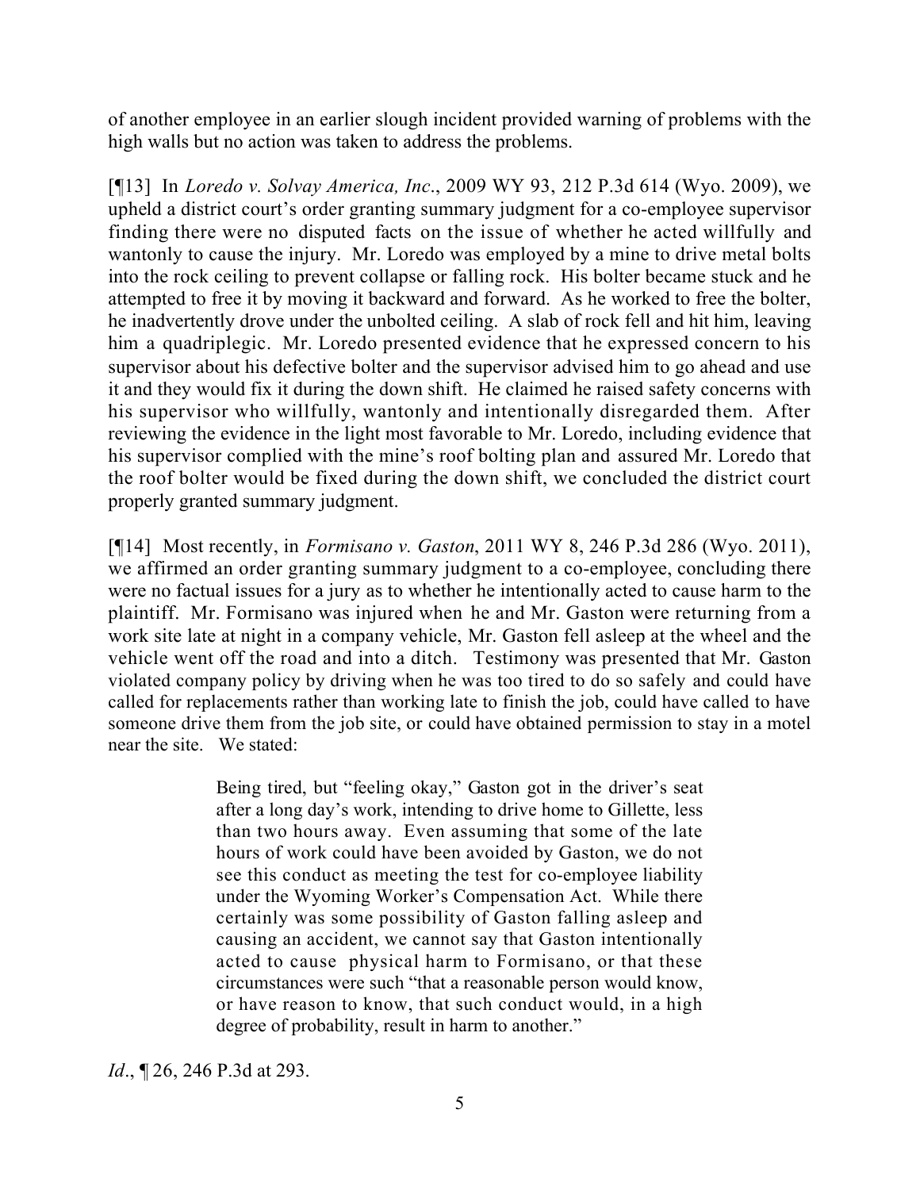of another employee in an earlier slough incident provided warning of problems with the high walls but no action was taken to address the problems.

[¶13] In *Loredo v. Solvay America, Inc*., 2009 WY 93, 212 P.3d 614 (Wyo. 2009), we upheld a district court's order granting summary judgment for a co-employee supervisor finding there were no disputed facts on the issue of whether he acted willfully and wantonly to cause the injury. Mr. Loredo was employed by a mine to drive metal bolts into the rock ceiling to prevent collapse or falling rock. His bolter became stuck and he attempted to free it by moving it backward and forward. As he worked to free the bolter, he inadvertently drove under the unbolted ceiling. A slab of rock fell and hit him, leaving him a quadriplegic. Mr. Loredo presented evidence that he expressed concern to his supervisor about his defective bolter and the supervisor advised him to go ahead and use it and they would fix it during the down shift. He claimed he raised safety concerns with his supervisor who willfully, wantonly and intentionally disregarded them. After reviewing the evidence in the light most favorable to Mr. Loredo, including evidence that his supervisor complied with the mine's roof bolting plan and assured Mr. Loredo that the roof bolter would be fixed during the down shift, we concluded the district court properly granted summary judgment.

[¶14] Most recently, in *Formisano v. Gaston*, 2011 WY 8, 246 P.3d 286 (Wyo. 2011), we affirmed an order granting summary judgment to a co-employee, concluding there were no factual issues for a jury as to whether he intentionally acted to cause harm to the plaintiff. Mr. Formisano was injured when he and Mr. Gaston were returning from a work site late at night in a company vehicle, Mr. Gaston fell asleep at the wheel and the vehicle went off the road and into a ditch. Testimony was presented that Mr. Gaston violated company policy by driving when he was too tired to do so safely and could have called for replacements rather than working late to finish the job, could have called to have someone drive them from the job site, or could have obtained permission to stay in a motel near the site. We stated:

> Being tired, but "feeling okay," Gaston got in the driver's seat after a long day's work, intending to drive home to Gillette, less than two hours away. Even assuming that some of the late hours of work could have been avoided by Gaston, we do not see this conduct as meeting the test for co-employee liability under the Wyoming Worker's Compensation Act. While there certainly was some possibility of Gaston falling asleep and causing an accident, we cannot say that Gaston intentionally acted to cause physical harm to Formisano, or that these circumstances were such "that a reasonable person would know, or have reason to know, that such conduct would, in a high degree of probability, result in harm to another."

*Id*., ¶ 26, 246 P.3d at 293.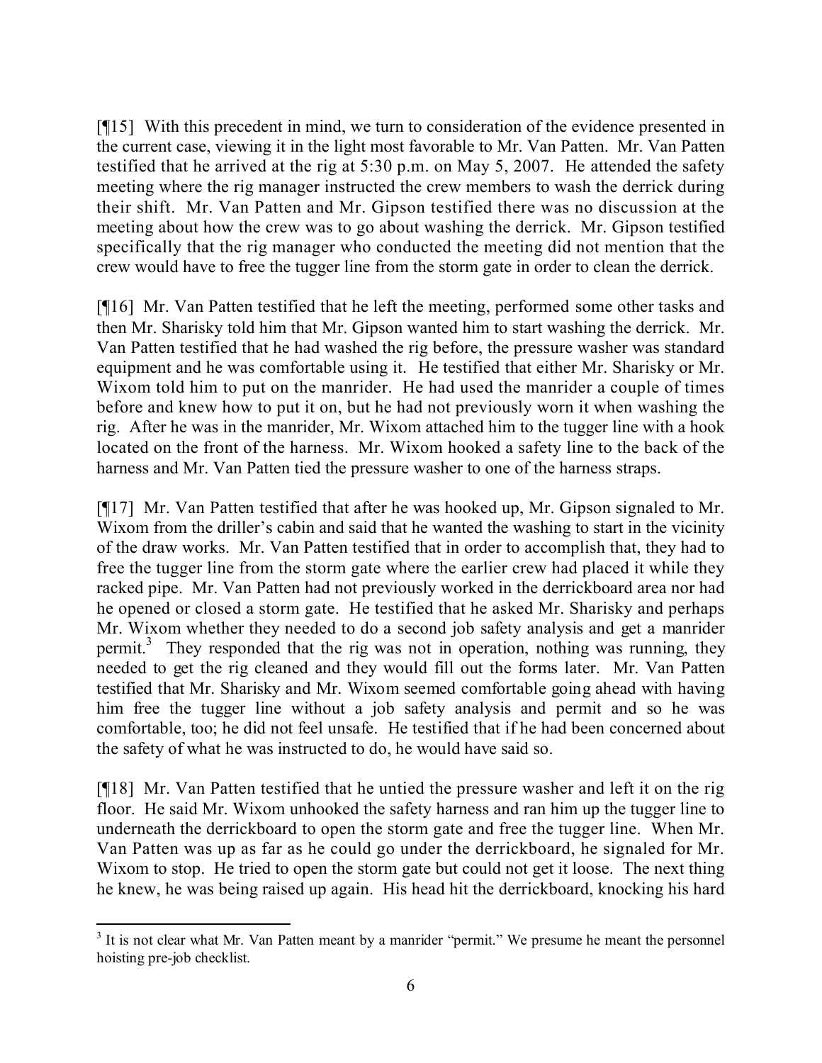[¶15] With this precedent in mind, we turn to consideration of the evidence presented in the current case, viewing it in the light most favorable to Mr. Van Patten. Mr. Van Patten testified that he arrived at the rig at 5:30 p.m. on May 5, 2007. He attended the safety meeting where the rig manager instructed the crew members to wash the derrick during their shift. Mr. Van Patten and Mr. Gipson testified there was no discussion at the meeting about how the crew was to go about washing the derrick. Mr. Gipson testified specifically that the rig manager who conducted the meeting did not mention that the crew would have to free the tugger line from the storm gate in order to clean the derrick.

[¶16] Mr. Van Patten testified that he left the meeting, performed some other tasks and then Mr. Sharisky told him that Mr. Gipson wanted him to start washing the derrick. Mr. Van Patten testified that he had washed the rig before, the pressure washer was standard equipment and he was comfortable using it. He testified that either Mr. Sharisky or Mr. Wixom told him to put on the manrider. He had used the manrider a couple of times before and knew how to put it on, but he had not previously worn it when washing the rig. After he was in the manrider, Mr. Wixom attached him to the tugger line with a hook located on the front of the harness. Mr. Wixom hooked a safety line to the back of the harness and Mr. Van Patten tied the pressure washer to one of the harness straps.

[¶17] Mr. Van Patten testified that after he was hooked up, Mr. Gipson signaled to Mr. Wixom from the driller's cabin and said that he wanted the washing to start in the vicinity of the draw works. Mr. Van Patten testified that in order to accomplish that, they had to free the tugger line from the storm gate where the earlier crew had placed it while they racked pipe. Mr. Van Patten had not previously worked in the derrickboard area nor had he opened or closed a storm gate. He testified that he asked Mr. Sharisky and perhaps Mr. Wixom whether they needed to do a second job safety analysis and get a manrider permit.[3] They responded that the rig was not in operation, nothing was running, they needed to get the rig cleaned and they would fill out the forms later. Mr. Van Patten testified that Mr. Sharisky and Mr. Wixom seemed comfortable going ahead with having him free the tugger line without a job safety analysis and permit and so he was comfortable, too; he did not feel unsafe. He testified that if he had been concerned about the safety of what he was instructed to do, he would have said so.

[¶18] Mr. Van Patten testified that he untied the pressure washer and left it on the rig floor. He said Mr. Wixom unhooked the safety harness and ran him up the tugger line to underneath the derrickboard to open the storm gate and free the tugger line. When Mr. Van Patten was up as far as he could go under the derrickboard, he signaled for Mr. Wixom to stop. He tried to open the storm gate but could not get it loose. The next thing he knew, he was being raised up again. His head hit the derrickboard, knocking his hard

[3] It is not clear what Mr. Van Patten meant by a manrider "permit." We presume he meant the personnel hoisting pre-job checklist.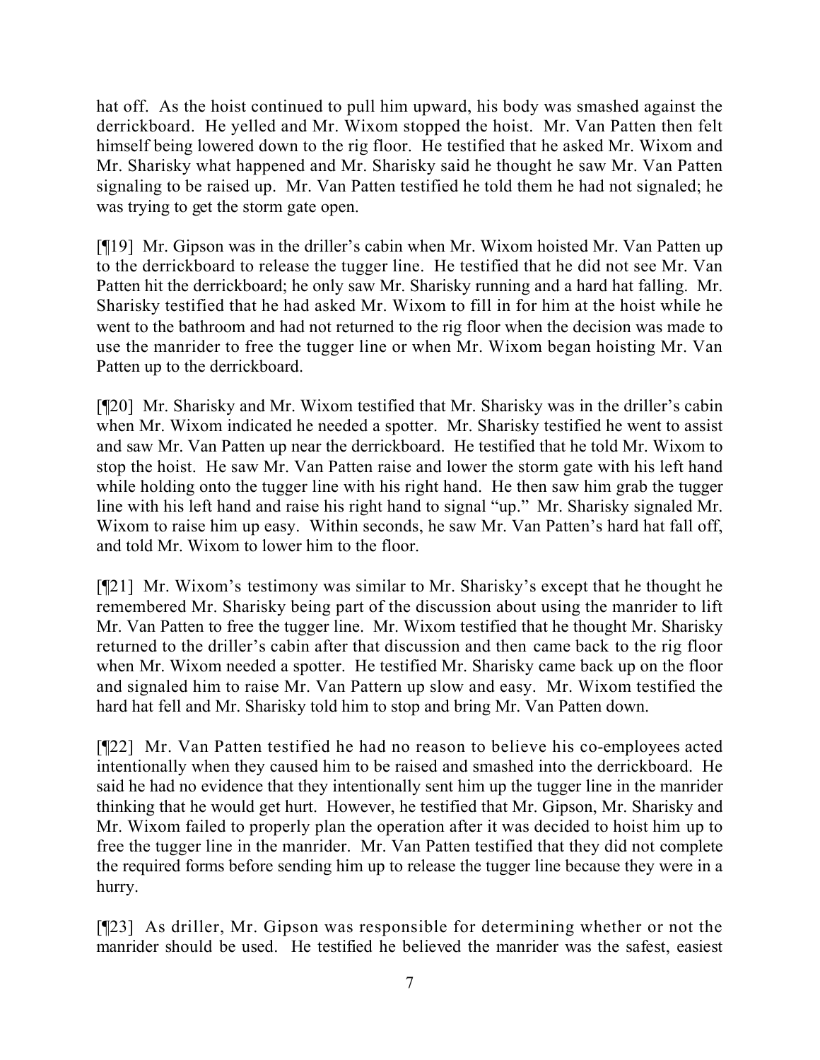hat off. As the hoist continued to pull him upward, his body was smashed against the derrickboard. He yelled and Mr. Wixom stopped the hoist. Mr. Van Patten then felt himself being lowered down to the rig floor. He testified that he asked Mr. Wixom and Mr. Sharisky what happened and Mr. Sharisky said he thought he saw Mr. Van Patten signaling to be raised up. Mr. Van Patten testified he told them he had not signaled; he was trying to get the storm gate open.

[¶19] Mr. Gipson was in the driller's cabin when Mr. Wixom hoisted Mr. Van Patten up to the derrickboard to release the tugger line. He testified that he did not see Mr. Van Patten hit the derrickboard; he only saw Mr. Sharisky running and a hard hat falling. Mr. Sharisky testified that he had asked Mr. Wixom to fill in for him at the hoist while he went to the bathroom and had not returned to the rig floor when the decision was made to use the manrider to free the tugger line or when Mr. Wixom began hoisting Mr. Van Patten up to the derrickboard.

[¶20] Mr. Sharisky and Mr. Wixom testified that Mr. Sharisky was in the driller's cabin when Mr. Wixom indicated he needed a spotter. Mr. Sharisky testified he went to assist and saw Mr. Van Patten up near the derrickboard. He testified that he told Mr. Wixom to stop the hoist. He saw Mr. Van Patten raise and lower the storm gate with his left hand while holding onto the tugger line with his right hand. He then saw him grab the tugger line with his left hand and raise his right hand to signal "up." Mr. Sharisky signaled Mr. Wixom to raise him up easy. Within seconds, he saw Mr. Van Patten's hard hat fall off, and told Mr. Wixom to lower him to the floor.

[¶21] Mr. Wixom's testimony was similar to Mr. Sharisky's except that he thought he remembered Mr. Sharisky being part of the discussion about using the manrider to lift Mr. Van Patten to free the tugger line. Mr. Wixom testified that he thought Mr. Sharisky returned to the driller's cabin after that discussion and then came back to the rig floor when Mr. Wixom needed a spotter. He testified Mr. Sharisky came back up on the floor and signaled him to raise Mr. Van Pattern up slow and easy. Mr. Wixom testified the hard hat fell and Mr. Sharisky told him to stop and bring Mr. Van Patten down.

[¶22] Mr. Van Patten testified he had no reason to believe his co-employees acted intentionally when they caused him to be raised and smashed into the derrickboard. He said he had no evidence that they intentionally sent him up the tugger line in the manrider thinking that he would get hurt. However, he testified that Mr. Gipson, Mr. Sharisky and Mr. Wixom failed to properly plan the operation after it was decided to hoist him up to free the tugger line in the manrider. Mr. Van Patten testified that they did not complete the required forms before sending him up to release the tugger line because they were in a hurry.

[¶23] As driller, Mr. Gipson was responsible for determining whether or not the manrider should be used. He testified he believed the manrider was the safest, easiest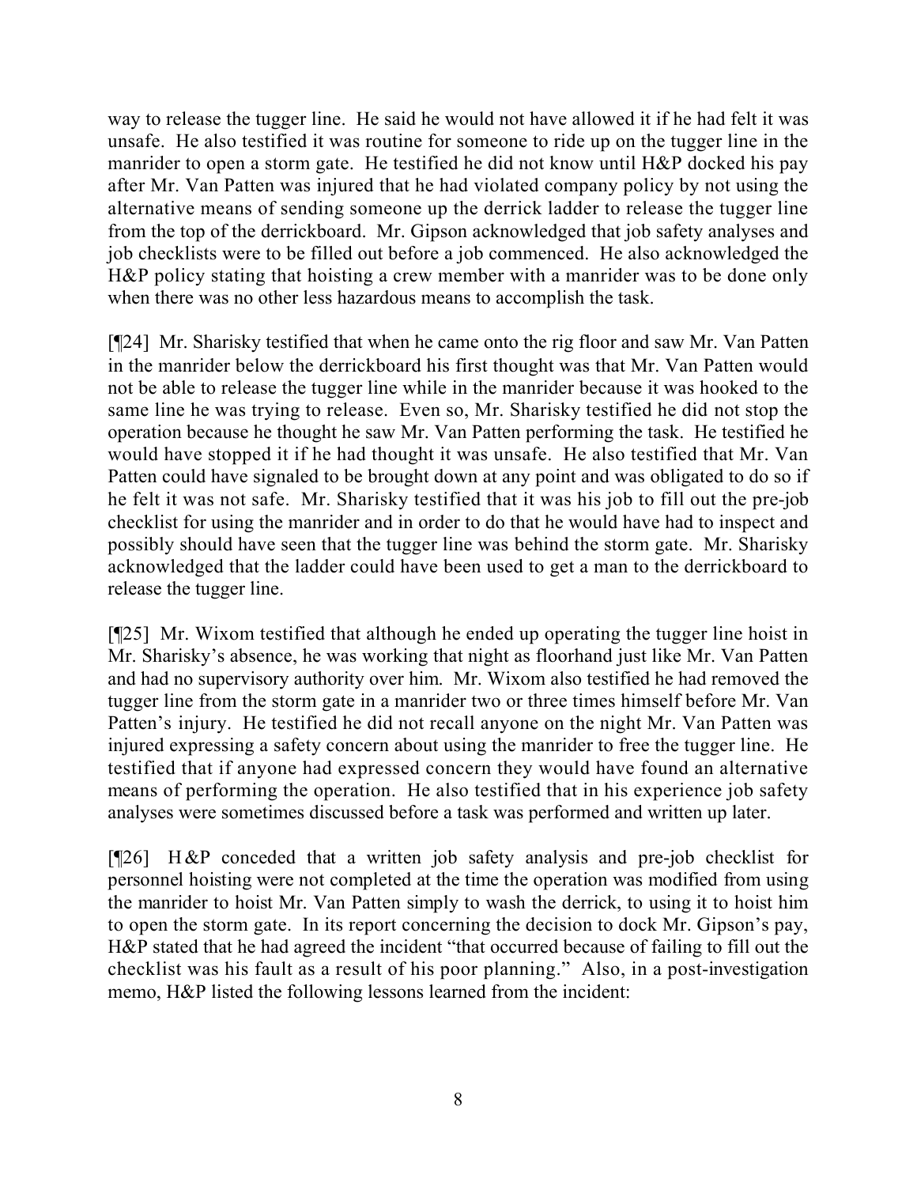way to release the tugger line. He said he would not have allowed it if he had felt it was unsafe. He also testified it was routine for someone to ride up on the tugger line in the manrider to open a storm gate. He testified he did not know until H&P docked his pay after Mr. Van Patten was injured that he had violated company policy by not using the alternative means of sending someone up the derrick ladder to release the tugger line from the top of the derrickboard. Mr. Gipson acknowledged that job safety analyses and job checklists were to be filled out before a job commenced. He also acknowledged the H&P policy stating that hoisting a crew member with a manrider was to be done only when there was no other less hazardous means to accomplish the task.

[¶24] Mr. Sharisky testified that when he came onto the rig floor and saw Mr. Van Patten in the manrider below the derrickboard his first thought was that Mr. Van Patten would not be able to release the tugger line while in the manrider because it was hooked to the same line he was trying to release. Even so, Mr. Sharisky testified he did not stop the operation because he thought he saw Mr. Van Patten performing the task. He testified he would have stopped it if he had thought it was unsafe. He also testified that Mr. Van Patten could have signaled to be brought down at any point and was obligated to do so if he felt it was not safe. Mr. Sharisky testified that it was his job to fill out the pre-job checklist for using the manrider and in order to do that he would have had to inspect and possibly should have seen that the tugger line was behind the storm gate. Mr. Sharisky acknowledged that the ladder could have been used to get a man to the derrickboard to release the tugger line.

[¶25] Mr. Wixom testified that although he ended up operating the tugger line hoist in Mr. Sharisky's absence, he was working that night as floorhand just like Mr. Van Patten and had no supervisory authority over him. Mr. Wixom also testified he had removed the tugger line from the storm gate in a manrider two or three times himself before Mr. Van Patten's injury. He testified he did not recall anyone on the night Mr. Van Patten was injured expressing a safety concern about using the manrider to free the tugger line. He testified that if anyone had expressed concern they would have found an alternative means of performing the operation. He also testified that in his experience job safety analyses were sometimes discussed before a task was performed and written up later.

[¶26] H&P conceded that a written job safety analysis and pre-job checklist for personnel hoisting were not completed at the time the operation was modified from using the manrider to hoist Mr. Van Patten simply to wash the derrick, to using it to hoist him to open the storm gate. In its report concerning the decision to dock Mr. Gipson's pay, H&P stated that he had agreed the incident "that occurred because of failing to fill out the checklist was his fault as a result of his poor planning." Also, in a post-investigation memo, H&P listed the following lessons learned from the incident: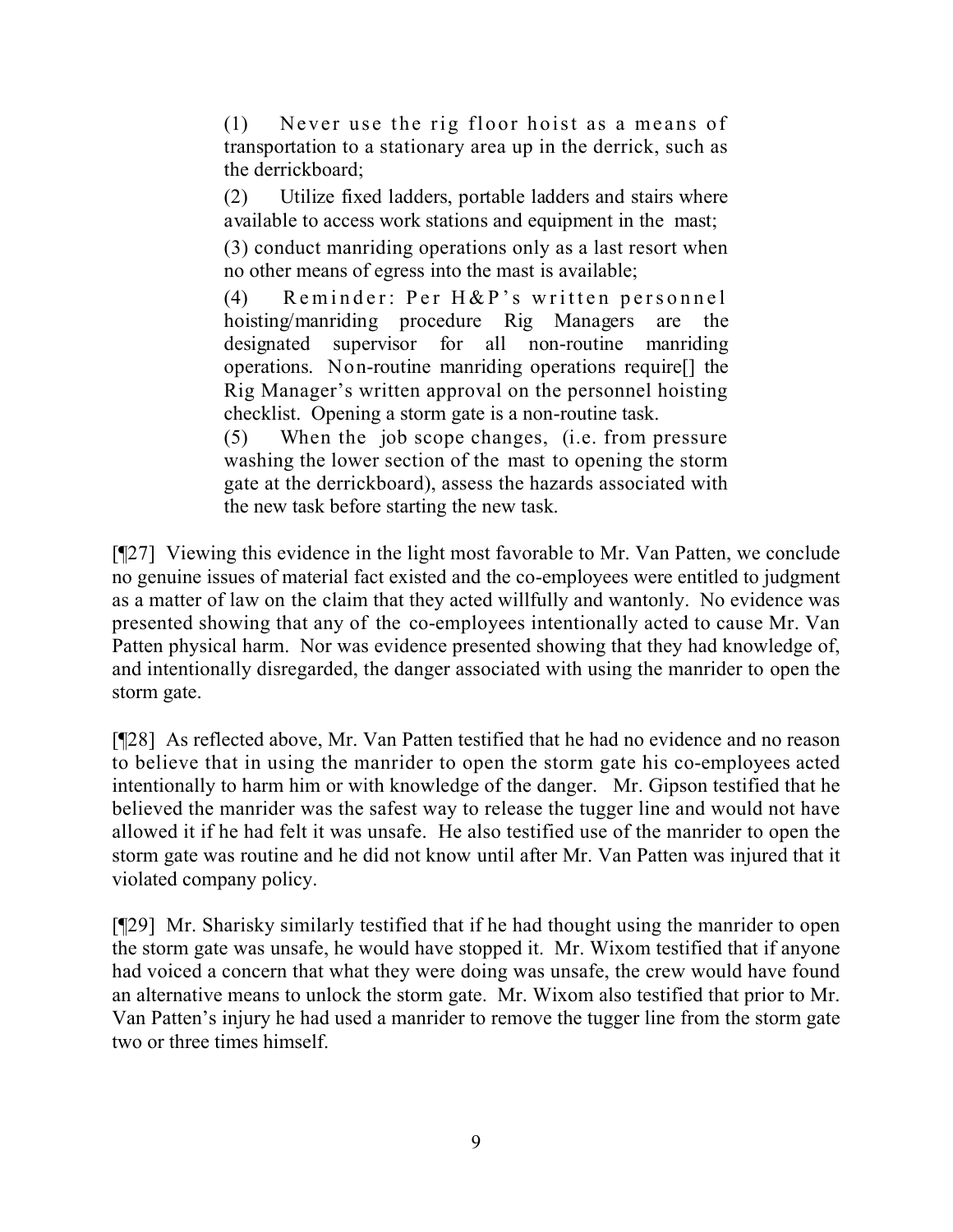> (1) Never use the rig floor hoist as a means of transportation to a stationary area up in the derrick, such as the derrickboard;
>
> (2) Utilize fixed ladders, portable ladders and stairs where available to access work stations and equipment in the mast;
>
> (3) conduct manriding operations only as a last resort when no other means of egress into the mast is available;
>
> (4) Reminder: Per H&P's written personnel hoisting/manriding procedure Rig Managers are the designated supervisor for all non-routine manriding operations. Non-routine manriding operations require[] the Rig Manager's written approval on the personnel hoisting checklist. Opening a storm gate is a non-routine task.
>
> (5) When the job scope changes, (i.e. from pressure washing the lower section of the mast to opening the storm gate at the derrickboard), assess the hazards associated with the new task before starting the new task.

[¶27] Viewing this evidence in the light most favorable to Mr. Van Patten, we conclude no genuine issues of material fact existed and the co-employees were entitled to judgment as a matter of law on the claim that they acted willfully and wantonly. No evidence was presented showing that any of the co-employees intentionally acted to cause Mr. Van Patten physical harm. Nor was evidence presented showing that they had knowledge of, and intentionally disregarded, the danger associated with using the manrider to open the storm gate.

[¶28] As reflected above, Mr. Van Patten testified that he had no evidence and no reason to believe that in using the manrider to open the storm gate his co-employees acted intentionally to harm him or with knowledge of the danger. Mr. Gipson testified that he believed the manrider was the safest way to release the tugger line and would not have allowed it if he had felt it was unsafe. He also testified use of the manrider to open the storm gate was routine and he did not know until after Mr. Van Patten was injured that it violated company policy.

[¶29] Mr. Sharisky similarly testified that if he had thought using the manrider to open the storm gate was unsafe, he would have stopped it. Mr. Wixom testified that if anyone had voiced a concern that what they were doing was unsafe, the crew would have found an alternative means to unlock the storm gate. Mr. Wixom also testified that prior to Mr. Van Patten's injury he had used a manrider to remove the tugger line from the storm gate two or three times himself.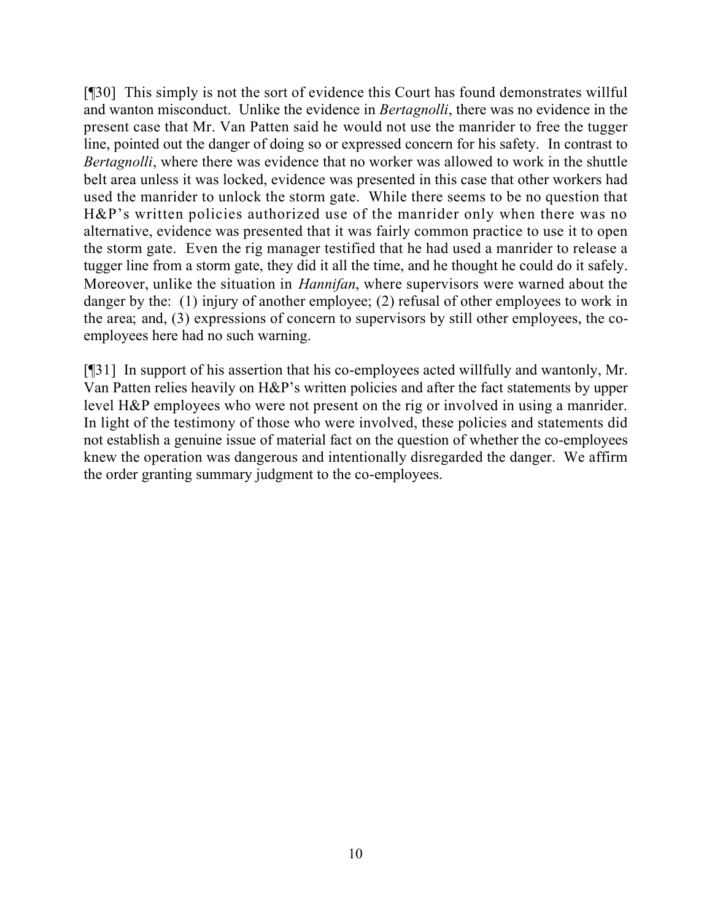[¶30] This simply is not the sort of evidence this Court has found demonstrates willful and wanton misconduct. Unlike the evidence in *Bertagnolli*, there was no evidence in the present case that Mr. Van Patten said he would not use the manrider to free the tugger line, pointed out the danger of doing so or expressed concern for his safety. In contrast to *Bertagnolli*, where there was evidence that no worker was allowed to work in the shuttle belt area unless it was locked, evidence was presented in this case that other workers had used the manrider to unlock the storm gate. While there seems to be no question that H&P's written policies authorized use of the manrider only when there was no alternative, evidence was presented that it was fairly common practice to use it to open the storm gate. Even the rig manager testified that he had used a manrider to release a tugger line from a storm gate, they did it all the time, and he thought he could do it safely. Moreover, unlike the situation in *Hannifan*, where supervisors were warned about the danger by the: (1) injury of another employee; (2) refusal of other employees to work in the area; and, (3) expressions of concern to supervisors by still other employees, the co-employees here had no such warning.

[¶31] In support of his assertion that his co-employees acted willfully and wantonly, Mr. Van Patten relies heavily on H&P's written policies and after the fact statements by upper level H&P employees who were not present on the rig or involved in using a manrider. In light of the testimony of those who were involved, these policies and statements did not establish a genuine issue of material fact on the question of whether the co-employees knew the operation was dangerous and intentionally disregarded the danger. We affirm the order granting summary judgment to the co-employees.